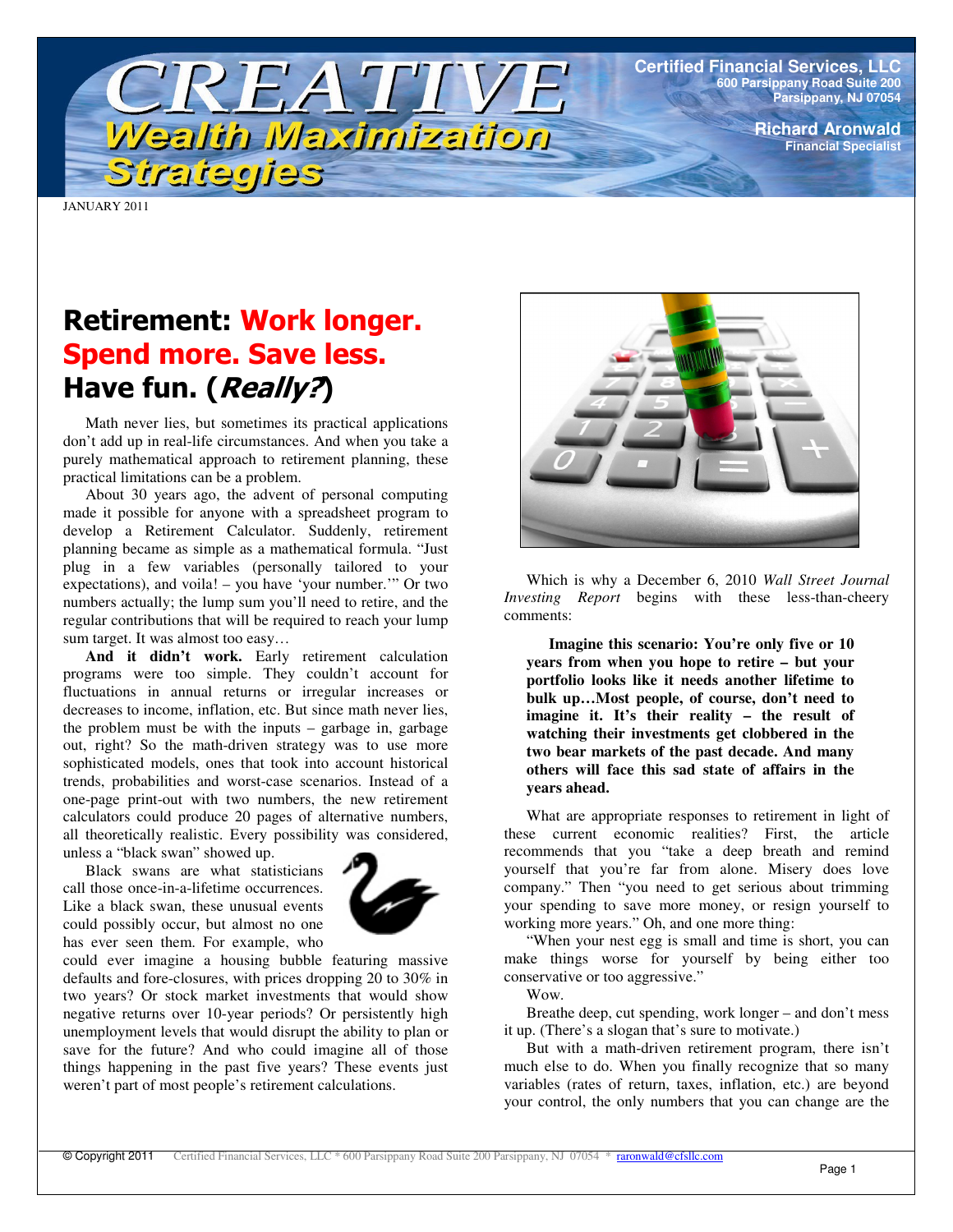# CREATIVE Wealth Maximization Strategies

**Certified Financial Services, LLC**
600 Parsippany Road Suite 200
Parsippany, NJ 07054

**Richard Aronwald**
Financial Specialist

JANUARY 2011

## Retirement: Work longer. Spend more. Save less. Have fun. (*Really?*)

Math never lies, but sometimes its practical applications don't add up in real-life circumstances. And when you take a purely mathematical approach to retirement planning, these practical limitations can be a problem.

About 30 years ago, the advent of personal computing made it possible for anyone with a spreadsheet program to develop a Retirement Calculator. Suddenly, retirement planning became as simple as a mathematical formula. "Just plug in a few variables (personally tailored to your expectations), and voila! – you have 'your number.'" Or two numbers actually; the lump sum you'll need to retire, and the regular contributions that will be required to reach your lump sum target. It was almost too easy…

**And it didn't work.** Early retirement calculation programs were too simple. They couldn't account for fluctuations in annual returns or irregular increases or decreases to income, inflation, etc. But since math never lies, the problem must be with the inputs – garbage in, garbage out, right? So the math-driven strategy was to use more sophisticated models, ones that took into account historical trends, probabilities and worst-case scenarios. Instead of a one-page print-out with two numbers, the new retirement calculators could produce 20 pages of alternative numbers, all theoretically realistic. Every possibility was considered, unless a "black swan" showed up.

Black swans are what statisticians call those once-in-a-lifetime occurrences. Like a black swan, these unusual events could possibly occur, but almost no one has ever seen them. For example, who could ever imagine a housing bubble featuring massive defaults and fore-closures, with prices dropping 20 to 30% in two years? Or stock market investments that would show negative returns over 10-year periods? Or persistently high unemployment levels that would disrupt the ability to plan or save for the future? And who could imagine all of those things happening in the past five years? These events just weren't part of most people's retirement calculations.

Which is why a December 6, 2010 *Wall Street Journal Investing Report* begins with these less-than-cheery comments:

> **Imagine this scenario: You're only five or 10 years from when you hope to retire – but your portfolio looks like it needs another lifetime to bulk up…Most people, of course, don't need to imagine it. It's their reality – the result of watching their investments get clobbered in the two bear markets of the past decade. And many others will face this sad state of affairs in the years ahead.**

What are appropriate responses to retirement in light of these current economic realities? First, the article recommends that you "take a deep breath and remind yourself that you're far from alone. Misery does love company." Then "you need to get serious about trimming your spending to save more money, or resign yourself to working more years." Oh, and one more thing:

"When your nest egg is small and time is short, you can make things worse for yourself by being either too conservative or too aggressive."

Wow.

Breathe deep, cut spending, work longer – and don't mess it up. (There's a slogan that's sure to motivate.)

But with a math-driven retirement program, there isn't much else to do. When you finally recognize that so many variables (rates of return, taxes, inflation, etc.) are beyond your control, the only numbers that you can change are the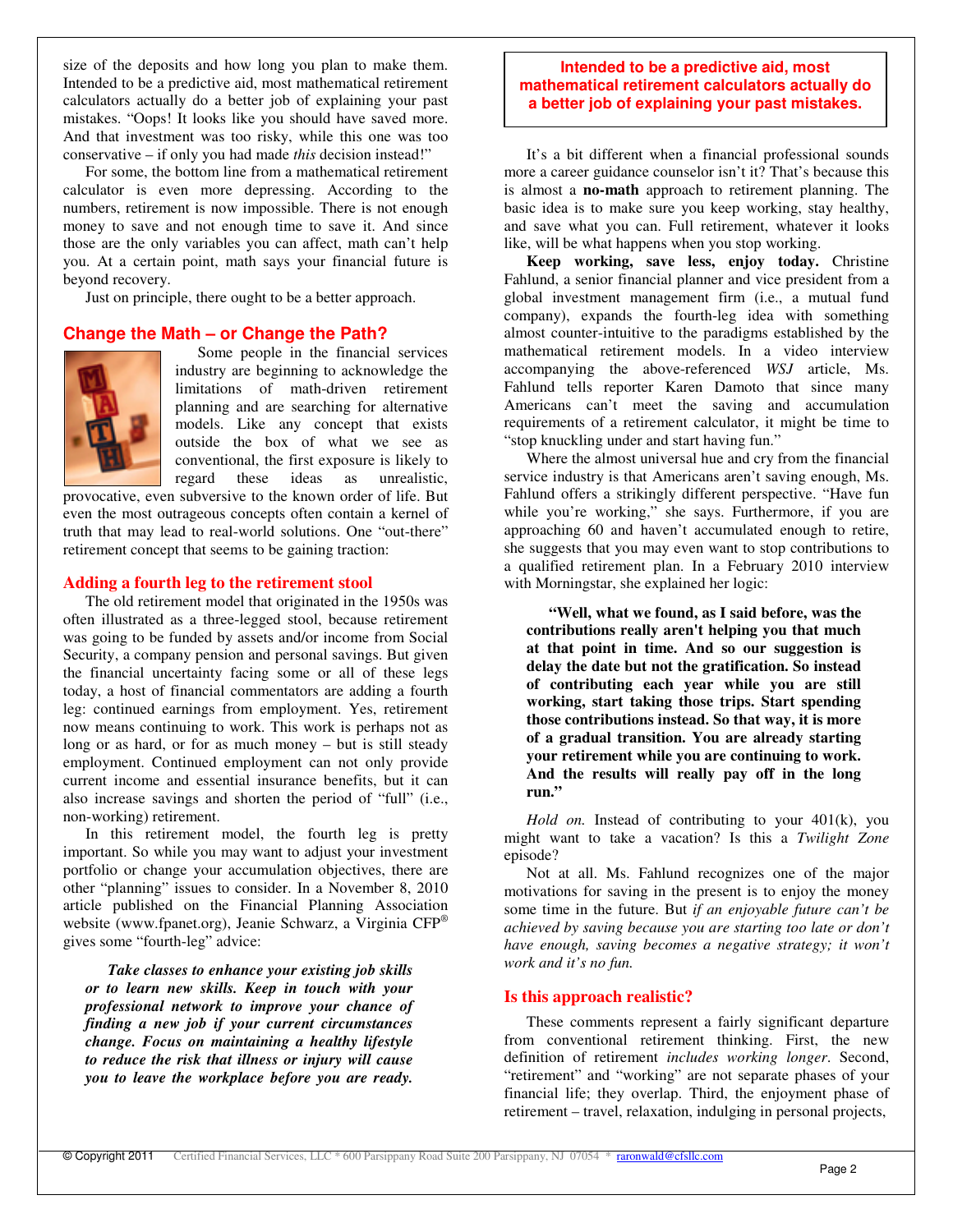size of the deposits and how long you plan to make them. Intended to be a predictive aid, most mathematical retirement calculators actually do a better job of explaining your past mistakes. "Oops! It looks like you should have saved more. And that investment was too risky, while this one was too conservative – if only you had made *this* decision instead!"

For some, the bottom line from a mathematical retirement calculator is even more depressing. According to the numbers, retirement is now impossible. There is not enough money to save and not enough time to save it. And since those are the only variables you can affect, math can't help you. At a certain point, math says your financial future is beyond recovery.

Just on principle, there ought to be a better approach.

## Change the Math – or Change the Path?

Some people in the financial services industry are beginning to acknowledge the limitations of math-driven retirement planning and are searching for alternative models. Like any concept that exists outside the box of what we see as conventional, the first exposure is likely to regard these ideas as unrealistic, provocative, even subversive to the known order of life. But even the most outrageous concepts often contain a kernel of truth that may lead to real-world solutions. One "out-there" retirement concept that seems to be gaining traction:

### Adding a fourth leg to the retirement stool

The old retirement model that originated in the 1950s was often illustrated as a three-legged stool, because retirement was going to be funded by assets and/or income from Social Security, a company pension and personal savings. But given the financial uncertainty facing some or all of these legs today, a host of financial commentators are adding a fourth leg: continued earnings from employment. Yes, retirement now means continuing to work. This work is perhaps not as long or as hard, or for as much money – but is still steady employment. Continued employment can not only provide current income and essential insurance benefits, but it can also increase savings and shorten the period of "full" (i.e., non-working) retirement.

In this retirement model, the fourth leg is pretty important. So while you may want to adjust your investment portfolio or change your accumulation objectives, there are other "planning" issues to consider. In a November 8, 2010 article published on the Financial Planning Association website (www.fpanet.org), Jeanie Schwarz, a Virginia CFP® gives some "fourth-leg" advice:

> ***Take classes to enhance your existing job skills or to learn new skills. Keep in touch with your professional network to improve your chance of finding a new job if your current circumstances change. Focus on maintaining a healthy lifestyle to reduce the risk that illness or injury will cause you to leave the workplace before you are ready.***

**Intended to be a predictive aid, most mathematical retirement calculators actually do a better job of explaining your past mistakes.**

It's a bit different when a financial professional sounds more a career guidance counselor isn't it? That's because this is almost a **no-math** approach to retirement planning. The basic idea is to make sure you keep working, stay healthy, and save what you can. Full retirement, whatever it looks like, will be what happens when you stop working.

**Keep working, save less, enjoy today.** Christine Fahlund, a senior financial planner and vice president from a global investment management firm (i.e., a mutual fund company), expands the fourth-leg idea with something almost counter-intuitive to the paradigms established by the mathematical retirement models. In a video interview accompanying the above-referenced *WSJ* article, Ms. Fahlund tells reporter Karen Damoto that since many Americans can't meet the saving and accumulation requirements of a retirement calculator, it might be time to "stop knuckling under and start having fun."

Where the almost universal hue and cry from the financial service industry is that Americans aren't saving enough, Ms. Fahlund offers a strikingly different perspective. "Have fun while you're working," she says. Furthermore, if you are approaching 60 and haven't accumulated enough to retire, she suggests that you may even want to stop contributions to a qualified retirement plan. In a February 2010 interview with Morningstar, she explained her logic:

> **"Well, what we found, as I said before, was the contributions really aren't helping you that much at that point in time. And so our suggestion is delay the date but not the gratification. So instead of contributing each year while you are still working, start taking those trips. Start spending those contributions instead. So that way, it is more of a gradual transition. You are already starting your retirement while you are continuing to work. And the results will really pay off in the long run."**

*Hold on.* Instead of contributing to your 401(k), you might want to take a vacation? Is this a *Twilight Zone* episode?

Not at all. Ms. Fahlund recognizes one of the major motivations for saving in the present is to enjoy the money some time in the future. But *if an enjoyable future can't be achieved by saving because you are starting too late or don't have enough, saving becomes a negative strategy; it won't work and it's no fun.*

### Is this approach realistic?

These comments represent a fairly significant departure from conventional retirement thinking. First, the new definition of retirement *includes working longer*. Second, "retirement" and "working" are not separate phases of your financial life; they overlap. Third, the enjoyment phase of retirement – travel, relaxation, indulging in personal projects,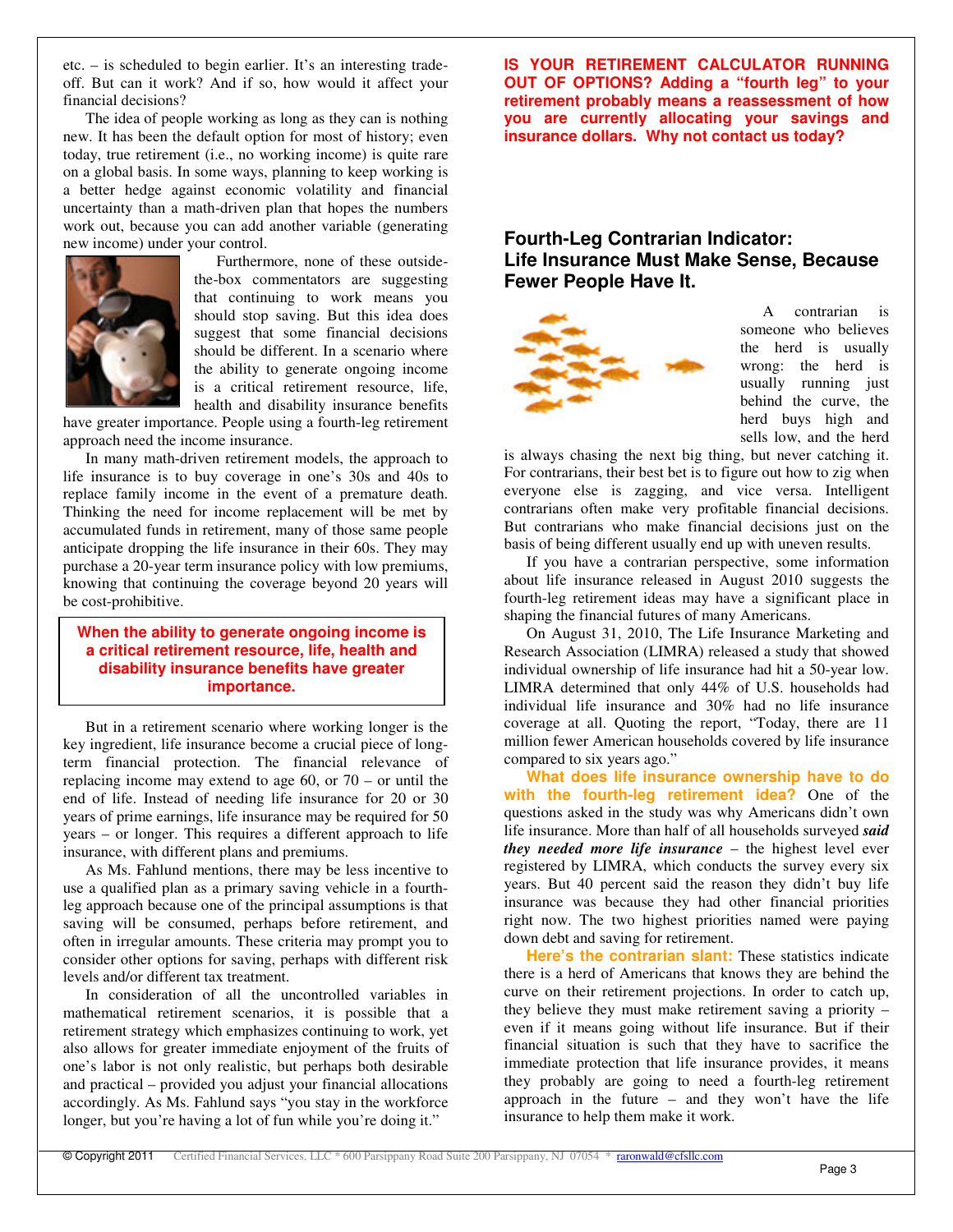etc. – is scheduled to begin earlier. It's an interesting trade-off. But can it work? And if so, how would it affect your financial decisions?

The idea of people working as long as they can is nothing new. It has been the default option for most of history; even today, true retirement (i.e., no working income) is quite rare on a global basis. In some ways, planning to keep working is a better hedge against economic volatility and financial uncertainty than a math-driven plan that hopes the numbers work out, because you can add another variable (generating new income) under your control.

Furthermore, none of these outside-the-box commentators are suggesting that continuing to work means you should stop saving. But this idea does suggest that some financial decisions should be different. In a scenario where the ability to generate ongoing income is a critical retirement resource, life, health and disability insurance benefits have greater importance. People using a fourth-leg retirement approach need the income insurance.

In many math-driven retirement models, the approach to life insurance is to buy coverage in one's 30s and 40s to replace family income in the event of a premature death. Thinking the need for income replacement will be met by accumulated funds in retirement, many of those same people anticipate dropping the life insurance in their 60s. They may purchase a 20-year term insurance policy with low premiums, knowing that continuing the coverage beyond 20 years will be cost-prohibitive.

**When the ability to generate ongoing income is a critical retirement resource, life, health and disability insurance benefits have greater importance.**

But in a retirement scenario where working longer is the key ingredient, life insurance become a crucial piece of long-term financial protection. The financial relevance of replacing income may extend to age 60, or 70 – or until the end of life. Instead of needing life insurance for 20 or 30 years of prime earnings, life insurance may be required for 50 years – or longer. This requires a different approach to life insurance, with different plans and premiums.

As Ms. Fahlund mentions, there may be less incentive to use a qualified plan as a primary saving vehicle in a fourth-leg approach because one of the principal assumptions is that saving will be consumed, perhaps before retirement, and often in irregular amounts. These criteria may prompt you to consider other options for saving, perhaps with different risk levels and/or different tax treatment.

In consideration of all the uncontrolled variables in mathematical retirement scenarios, it is possible that a retirement strategy which emphasizes continuing to work, yet also allows for greater immediate enjoyment of the fruits of one's labor is not only realistic, but perhaps both desirable and practical – provided you adjust your financial allocations accordingly. As Ms. Fahlund says "you stay in the workforce longer, but you're having a lot of fun while you're doing it."

**IS YOUR RETIREMENT CALCULATOR RUNNING OUT OF OPTIONS? Adding a "fourth leg" to your retirement probably means a reassessment of how you are currently allocating your savings and insurance dollars. Why not contact us today?**

## Fourth-Leg Contrarian Indicator: Life Insurance Must Make Sense, Because Fewer People Have It.

A contrarian is someone who believes the herd is usually wrong: the herd is usually running just behind the curve, the herd buys high and sells low, and the herd is always chasing the next big thing, but never catching it. For contrarians, their best bet is to figure out how to zig when everyone else is zagging, and vice versa. Intelligent contrarians often make very profitable financial decisions. But contrarians who make financial decisions just on the basis of being different usually end up with uneven results.

If you have a contrarian perspective, some information about life insurance released in August 2010 suggests the fourth-leg retirement ideas may have a significant place in shaping the financial futures of many Americans.

On August 31, 2010, The Life Insurance Marketing and Research Association (LIMRA) released a study that showed individual ownership of life insurance had hit a 50-year low. LIMRA determined that only 44% of U.S. households had individual life insurance and 30% had no life insurance coverage at all. Quoting the report, "Today, there are 11 million fewer American households covered by life insurance compared to six years ago."

**What does life insurance ownership have to do with the fourth-leg retirement idea?** One of the questions asked in the study was why Americans didn't own life insurance. More than half of all households surveyed ***said they needed more life insurance*** – the highest level ever registered by LIMRA, which conducts the survey every six years. But 40 percent said the reason they didn't buy life insurance was because they had other financial priorities right now. The two highest priorities named were paying down debt and saving for retirement.

**Here's the contrarian slant:** These statistics indicate there is a herd of Americans that knows they are behind the curve on their retirement projections. In order to catch up, they believe they must make retirement saving a priority – even if it means going without life insurance. But if their financial situation is such that they have to sacrifice the immediate protection that life insurance provides, it means they probably are going to need a fourth-leg retirement approach in the future – and they won't have the life insurance to help them make it work.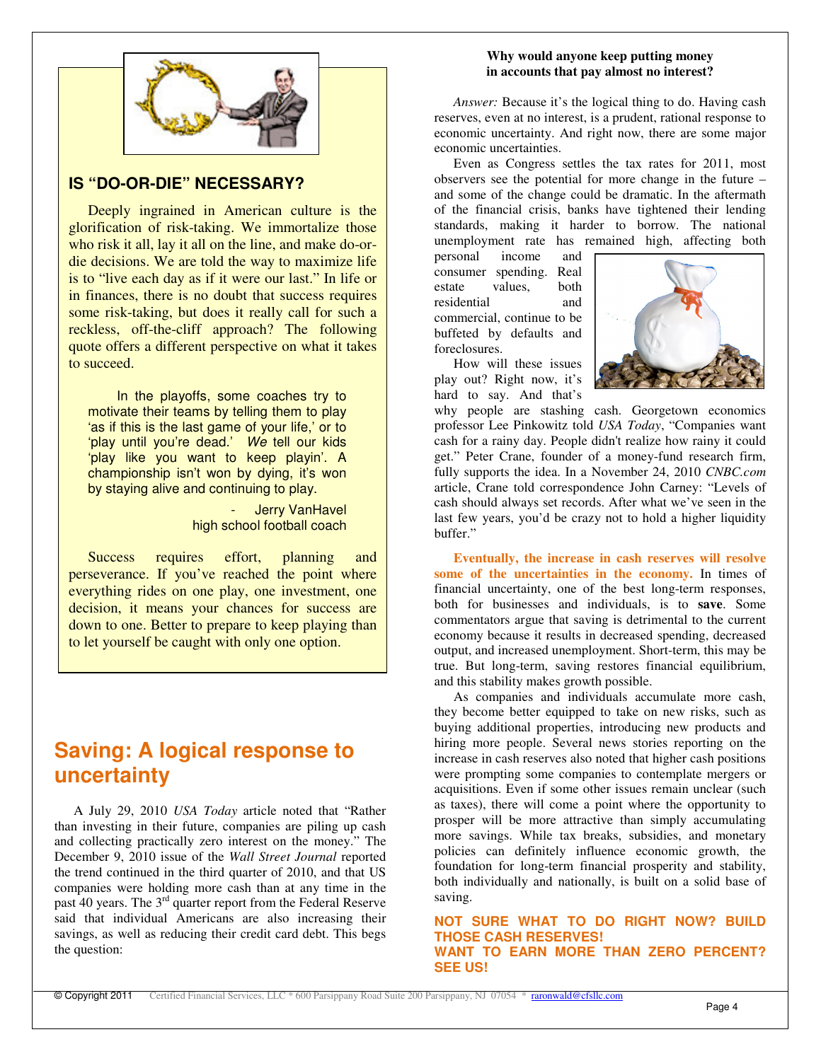## IS "DO-OR-DIE" NECESSARY?

Deeply ingrained in American culture is the glorification of risk-taking. We immortalize those who risk it all, lay it all on the line, and make do-or-die decisions. We are told the way to maximize life is to "live each day as if it were our last." In life or in finances, there is no doubt that success requires some risk-taking, but does it really call for such a reckless, off-the-cliff approach? The following quote offers a different perspective on what it takes to succeed.

> In the playoffs, some coaches try to motivate their teams by telling them to play 'as if this is the last game of your life,' or to 'play until you're dead.' *We* tell our kids 'play like you want to keep playin'. A championship isn't won by dying, it's won by staying alive and continuing to play.
>
> \- Jerry VanHavel
> high school football coach

Success requires effort, planning and perseverance. If you've reached the point where everything rides on one play, one investment, one decision, it means your chances for success are down to one. Better to prepare to keep playing than to let yourself be caught with only one option.

# Saving: A logical response to uncertainty

A July 29, 2010 *USA Today* article noted that "Rather than investing in their future, companies are piling up cash and collecting practically zero interest on the money." The December 9, 2010 issue of the *Wall Street Journal* reported the trend continued in the third quarter of 2010, and that US companies were holding more cash than at any time in the past 40 years. The 3rd quarter report from the Federal Reserve said that individual Americans are also increasing their savings, as well as reducing their credit card debt. This begs the question:

**Why would anyone keep putting money in accounts that pay almost no interest?**

*Answer:* Because it's the logical thing to do. Having cash reserves, even at no interest, is a prudent, rational response to economic uncertainty. And right now, there are some major economic uncertainties.

Even as Congress settles the tax rates for 2011, most observers see the potential for more change in the future – and some of the change could be dramatic. In the aftermath of the financial crisis, banks have tightened their lending standards, making it harder to borrow. The national unemployment rate has remained high, affecting both personal income and consumer spending. Real estate values, both residential and commercial, continue to be buffeted by defaults and foreclosures.

How will these issues play out? Right now, it's hard to say. And that's why people are stashing cash. Georgetown economics professor Lee Pinkowitz told *USA Today*, "Companies want cash for a rainy day. People didn't realize how rainy it could get." Peter Crane, founder of a money-fund research firm, fully supports the idea. In a November 24, 2010 *CNBC.com* article, Crane told correspondence John Carney: "Levels of cash should always set records. After what we've seen in the last few years, you'd be crazy not to hold a higher liquidity buffer."

**Eventually, the increase in cash reserves will resolve some of the uncertainties in the economy.** In times of financial uncertainty, one of the best long-term responses, both for businesses and individuals, is to **save**. Some commentators argue that saving is detrimental to the current economy because it results in decreased spending, decreased output, and increased unemployment. Short-term, this may be true. But long-term, saving restores financial equilibrium, and this stability makes growth possible.

As companies and individuals accumulate more cash, they become better equipped to take on new risks, such as buying additional properties, introducing new products and hiring more people. Several news stories reporting on the increase in cash reserves also noted that higher cash positions were prompting some companies to contemplate mergers or acquisitions. Even if some other issues remain unclear (such as taxes), there will come a point where the opportunity to prosper will be more attractive than simply accumulating more savings. While tax breaks, subsidies, and monetary policies can definitely influence economic growth, the foundation for long-term financial prosperity and stability, both individually and nationally, is built on a solid base of saving.

**NOT SURE WHAT TO DO RIGHT NOW? BUILD THOSE CASH RESERVES!**
**WANT TO EARN MORE THAN ZERO PERCENT? SEE US!**

© Copyright 2011 Certified Financial Services, LLC * 600 Parsippany Road Suite 200 Parsippany, NJ 07054 * raronwald@cfsllc.com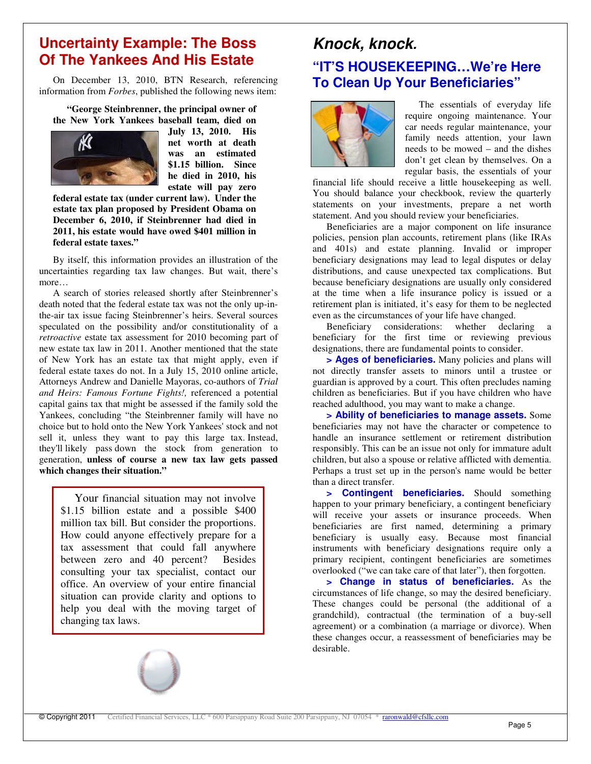## Uncertainty Example: The Boss Of The Yankees And His Estate

On December 13, 2010, BTN Research, referencing information from *Forbes*, published the following news item:

> **"George Steinbrenner, the principal owner of the New York Yankees baseball team, died on July 13, 2010. His net worth at death was an estimated $1.15 billion. Since he died in 2010, his estate will pay zero federal estate tax (under current law). Under the estate tax plan proposed by President Obama on December 6, 2010, if Steinbrenner had died in 2011, his estate would have owed $401 million in federal estate taxes."**

By itself, this information provides an illustration of the uncertainties regarding tax law changes. But wait, there's more…

A search of stories released shortly after Steinbrenner's death noted that the federal estate tax was not the only up-in-the-air tax issue facing Steinbrenner's heirs. Several sources speculated on the possibility and/or constitutionality of a *retroactive* estate tax assessment for 2010 becoming part of new estate tax law in 2011. Another mentioned that the state of New York has an estate tax that might apply, even if federal estate taxes do not. In a July 15, 2010 online article, Attorneys Andrew and Danielle Mayoras, co-authors of *Trial and Heirs: Famous Fortune Fights!,* referenced a potential capital gains tax that might be assessed if the family sold the Yankees, concluding "the Steinbrenner family will have no choice but to hold onto the New York Yankees' stock and not sell it, unless they want to pay this large tax. Instead, they'll likely pass down the stock from generation to generation, **unless of course a new tax law gets passed which changes their situation."**

> Your financial situation may not involve $1.15 billion estate and a possible $400 million tax bill. But consider the proportions. How could anyone effectively prepare for a tax assessment that could fall anywhere between zero and 40 percent? Besides consulting your tax specialist, contact our office. An overview of your entire financial situation can provide clarity and options to help you deal with the moving target of changing tax laws.

## *Knock, knock.*

### "IT'S HOUSEKEEPING…We're Here To Clean Up Your Beneficiaries"

The essentials of everyday life require ongoing maintenance. Your car needs regular maintenance, your family needs attention, your lawn needs to be mowed – and the dishes don't get clean by themselves. On a regular basis, the essentials of your financial life should receive a little housekeeping as well. You should balance your checkbook, review the quarterly statements on your investments, prepare a net worth statement. And you should review your beneficiaries.

Beneficiaries are a major component on life insurance policies, pension plan accounts, retirement plans (like IRAs and 401s) and estate planning. Invalid or improper beneficiary designations may lead to legal disputes or delay distributions, and cause unexpected tax complications. But because beneficiary designations are usually only considered at the time when a life insurance policy is issued or a retirement plan is initiated, it's easy for them to be neglected even as the circumstances of your life have changed.

Beneficiary considerations: whether declaring a beneficiary for the first time or reviewing previous designations, there are fundamental points to consider.

**> Ages of beneficiaries.** Many policies and plans will not directly transfer assets to minors until a trustee or guardian is approved by a court. This often precludes naming children as beneficiaries. But if you have children who have reached adulthood, you may want to make a change.

**> Ability of beneficiaries to manage assets.** Some beneficiaries may not have the character or competence to handle an insurance settlement or retirement distribution responsibly. This can be an issue not only for immature adult children, but also a spouse or relative afflicted with dementia. Perhaps a trust set up in the person's name would be better than a direct transfer.

**> Contingent beneficiaries.** Should something happen to your primary beneficiary, a contingent beneficiary will receive your assets or insurance proceeds. When beneficiaries are first named, determining a primary beneficiary is usually easy. Because most financial instruments with beneficiary designations require only a primary recipient, contingent beneficiaries are sometimes overlooked ("we can take care of that later"), then forgotten.

**> Change in status of beneficiaries.** As the circumstances of life change, so may the desired beneficiary. These changes could be personal (the additional of a grandchild), contractual (the termination of a buy-sell agreement) or a combination (a marriage or divorce). When these changes occur, a reassessment of beneficiaries may be desirable.

© Copyright 2011 Certified Financial Services, LLC * 600 Parsippany Road Suite 200 Parsippany, NJ 07054 * raronwald@cfsllc.com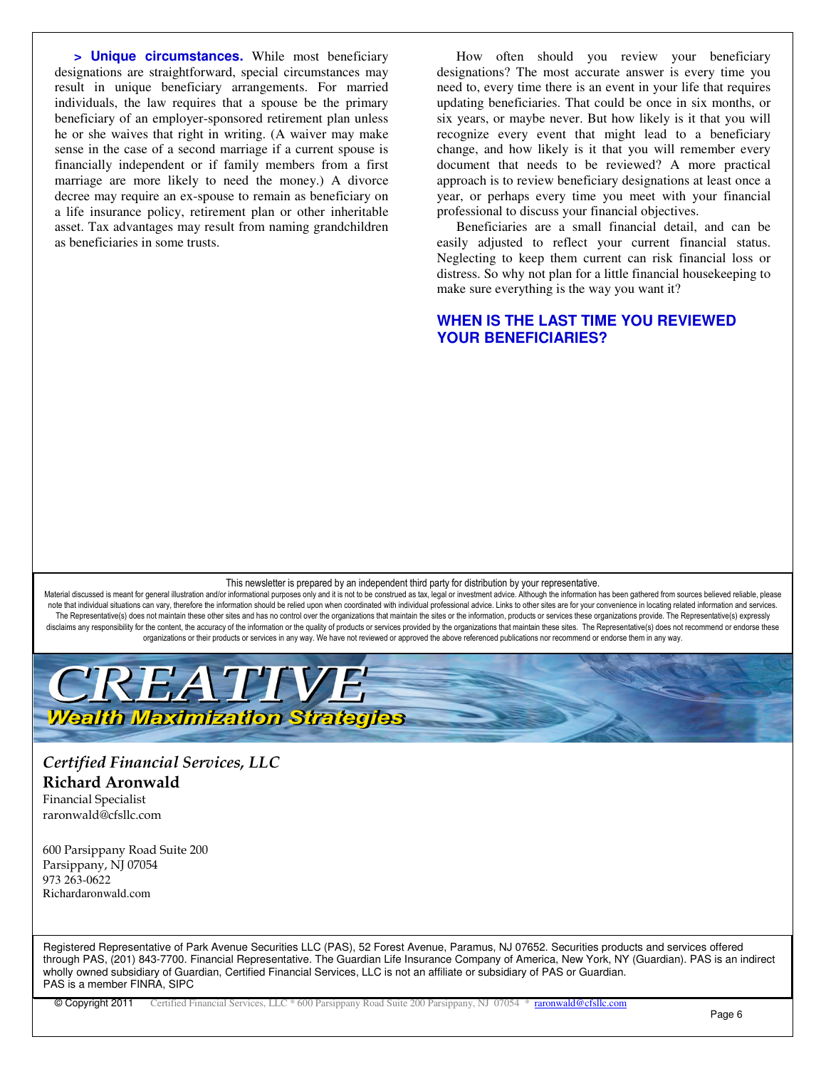**> Unique circumstances.** While most beneficiary designations are straightforward, special circumstances may result in unique beneficiary arrangements. For married individuals, the law requires that a spouse be the primary beneficiary of an employer-sponsored retirement plan unless he or she waives that right in writing. (A waiver may make sense in the case of a second marriage if a current spouse is financially independent or if family members from a first marriage are more likely to need the money.) A divorce decree may require an ex-spouse to remain as beneficiary on a life insurance policy, retirement plan or other inheritable asset. Tax advantages may result from naming grandchildren as beneficiaries in some trusts.

How often should you review your beneficiary designations? The most accurate answer is every time you need to, every time there is an event in your life that requires updating beneficiaries. That could be once in six months, or six years, or maybe never. But how likely is it that you will recognize every event that might lead to a beneficiary change, and how likely is it that you will remember every document that needs to be reviewed? A more practical approach is to review beneficiary designations at least once a year, or perhaps every time you meet with your financial professional to discuss your financial objectives.

Beneficiaries are a small financial detail, and can be easily adjusted to reflect your current financial status. Neglecting to keep them current can risk financial loss or distress. So why not plan for a little financial housekeeping to make sure everything is the way you want it?

**WHEN IS THE LAST TIME YOU REVIEWED YOUR BENEFICIARIES?**

This newsletter is prepared by an independent third party for distribution by your representative.

Material discussed is meant for general illustration and/or informational purposes only and it is not to be construed as tax, legal or investment advice. Although the information has been gathered from sources believed reliable, please note that individual situations can vary, therefore the information should be relied upon when coordinated with individual professional advice. Links to other sites are for your convenience in locating related information and services. The Representative(s) does not maintain these other sites and has no control over the organizations that maintain the sites or the information, products or services these organizations provide. The Representative(s) expressly disclaims any responsibility for the content, the accuracy of the information or the quality of products or services provided by the organizations that maintain these sites. The Representative(s) does not recommend or endorse these organizations or their products or services in any way. We have not reviewed or approved the above referenced publications nor recommend or endorse them in any way.

# CREATIVE
## Wealth Maximization Strategies

*Certified Financial Services, LLC*
**Richard Aronwald**
Financial Specialist
raronwald@cfsllc.com

600 Parsippany Road Suite 200
Parsippany, NJ 07054
973 263-0622
Richardaronwald.com

Registered Representative of Park Avenue Securities LLC (PAS), 52 Forest Avenue, Paramus, NJ 07652. Securities products and services offered through PAS, (201) 843-7700. Financial Representative. The Guardian Life Insurance Company of America, New York, NY (Guardian). PAS is an indirect wholly owned subsidiary of Guardian, Certified Financial Services, LLC is not an affiliate or subsidiary of PAS or Guardian. PAS is a member FINRA, SIPC

© Copyright 2011 Certified Financial Services, LLC * 600 Parsippany Road Suite 200 Parsippany, NJ 07054 * raronwald@cfsllc.com